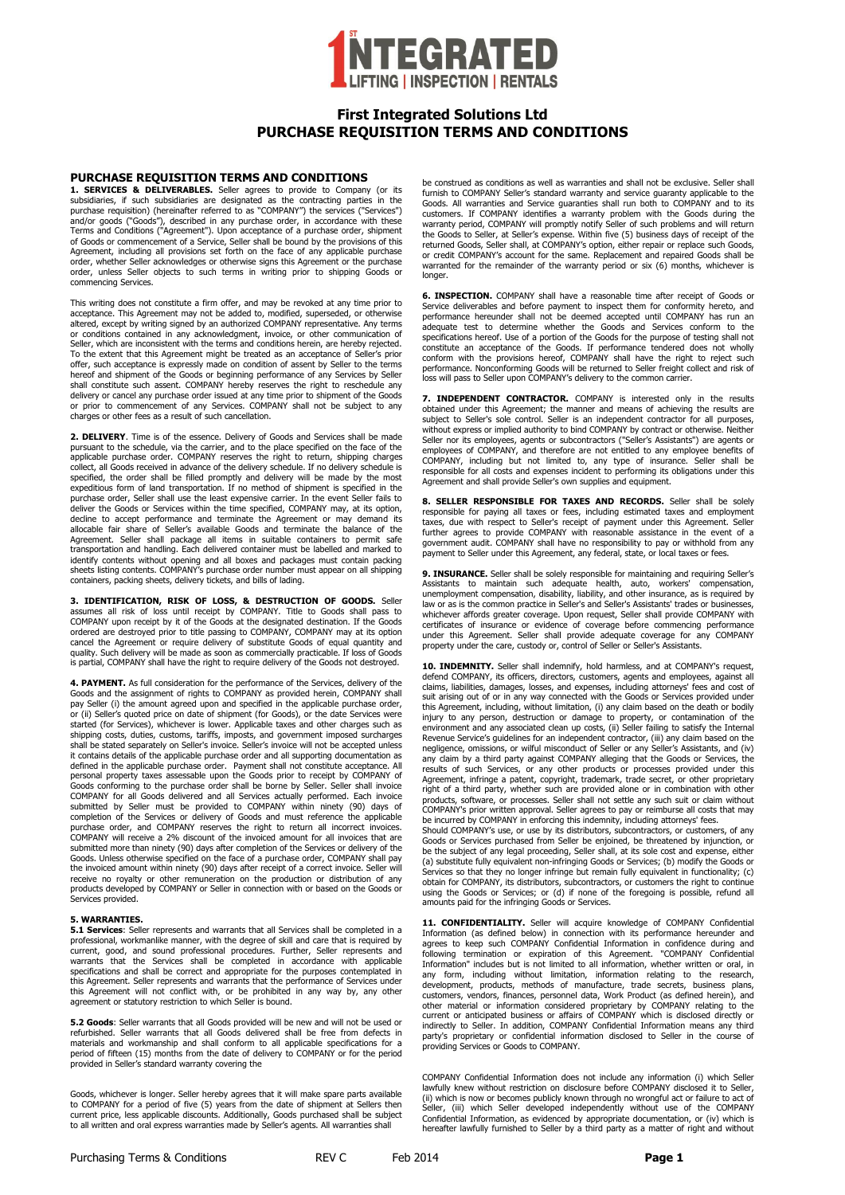# First Integrated Solutions Ltd
# PURCHASE REQUISITION TERMS AND CONDITIONS

## PURCHASE REQUISITION TERMS AND CONDITIONS

**1. SERVICES & DELIVERABLES.** Seller agrees to provide to Company (or its subsidiaries, if such subsidiaries are designated as the contracting parties in the purchase requisition) (hereinafter referred to as "COMPANY") the services ("Services") and/or goods ("Goods"), described in any purchase order, in accordance with these Terms and Conditions ("Agreement"). Upon acceptance of a purchase order, shipment of Goods or commencement of a Service, Seller shall be bound by the provisions of this Agreement, including all provisions set forth on the face of any applicable purchase order, whether Seller acknowledges or otherwise signs this Agreement or the purchase order, unless Seller objects to such terms in writing prior to shipping Goods or commencing Services.

This writing does not constitute a firm offer, and may be revoked at any time prior to acceptance. This Agreement may not be added to, modified, superseded, or otherwise altered, except by writing signed by an authorized COMPANY representative. Any terms or conditions contained in any acknowledgment, invoice, or other communication of Seller, which are inconsistent with the terms and conditions herein, are hereby rejected. To the extent that this Agreement might be treated as an acceptance of Seller's prior offer, such acceptance is expressly made on condition of assent by Seller to the terms hereof and shipment of the Goods or beginning performance of any Services by Seller shall constitute such assent. COMPANY hereby reserves the right to reschedule any delivery or cancel any purchase order issued at any time prior to shipment of the Goods or prior to commencement of any Services. COMPANY shall not be subject to any charges or other fees as a result of such cancellation.

**2. DELIVERY**. Time is of the essence. Delivery of Goods and Services shall be made pursuant to the schedule, via the carrier, and to the place specified on the face of the applicable purchase order. COMPANY reserves the right to return, shipping charges collect, all Goods received in advance of the delivery schedule. If no delivery schedule is specified, the order shall be filled promptly and delivery will be made by the most expeditious form of land transportation. If no method of shipment is specified in the purchase order, Seller shall use the least expensive carrier. In the event Seller fails to deliver the Goods or Services within the time specified, COMPANY may, at its option, decline to accept performance and terminate the Agreement or may demand its allocable fair share of Seller's available Goods and terminate the balance of the Agreement. Seller shall package all items in suitable containers to permit safe transportation and handling. Each delivered container must be labelled and marked to identify contents without opening and all boxes and packages must contain packing sheets listing contents. COMPANY's purchase order number must appear on all shipping containers, packing sheets, delivery tickets, and bills of lading.

**3. IDENTIFICATION, RISK OF LOSS, & DESTRUCTION OF GOODS.** Seller assumes all risk of loss until receipt by COMPANY. Title to Goods shall pass to COMPANY upon receipt by it of the Goods at the designated destination. If the Goods ordered are destroyed prior to title passing to COMPANY, COMPANY may at its option cancel the Agreement or require delivery of substitute Goods of equal quantity and quality. Such delivery will be made as soon as commercially practicable. If loss of Goods is partial, COMPANY shall have the right to require delivery of the Goods not destroyed.

**4. PAYMENT.** As full consideration for the performance of the Services, delivery of the Goods and the assignment of rights to COMPANY as provided herein, COMPANY shall pay Seller (i) the amount agreed upon and specified in the applicable purchase order, or (ii) Seller's quoted price on date of shipment (for Goods), or the date Services were started (for Services), whichever is lower. Applicable taxes and other charges such as shipping costs, duties, customs, tariffs, imposts, and government imposed surcharges shall be stated separately on Seller's invoice. Seller's invoice will not be accepted unless it contains details of the applicable purchase order and all supporting documentation as defined in the applicable purchase order. Payment shall not constitute acceptance. All personal property taxes assessable upon the Goods prior to receipt by COMPANY of Goods conforming to the purchase order shall be borne by Seller. Seller shall invoice COMPANY for all Goods delivered and all Services actually performed. Each invoice submitted by Seller must be provided to COMPANY within ninety (90) days of completion of the Services or delivery of Goods and must reference the applicable purchase order, and COMPANY reserves the right to return all incorrect invoices. COMPANY will receive a 2% discount of the invoiced amount for all invoices that are submitted more than ninety (90) days after completion of the Services or delivery of the Goods. Unless otherwise specified on the face of a purchase order, COMPANY shall pay the invoiced amount within ninety (90) days after receipt of a correct invoice. Seller will receive no royalty or other remuneration on the production or distribution of any products developed by COMPANY or Seller in connection with or based on the Goods or Services provided.

**5. WARRANTIES.**

**5.1 Services**: Seller represents and warrants that all Services shall be completed in a professional, workmanlike manner, with the degree of skill and care that is required by current, good, and sound professional procedures. Further, Seller represents and warrants that the Services shall be completed in accordance with applicable specifications and shall be correct and appropriate for the purposes contemplated in this Agreement. Seller represents and warrants that the performance of Services under this Agreement will not conflict with, or be prohibited in any way by, any other agreement or statutory restriction to which Seller is bound.

**5.2 Goods**: Seller warrants that all Goods provided will be new and will not be used or refurbished. Seller warrants that all Goods delivered shall be free from defects in materials and workmanship and shall conform to all applicable specifications for a period of fifteen (15) months from the date of delivery to COMPANY or for the period provided in Seller's standard warranty covering the Goods, whichever is longer. Seller hereby agrees that it will make spare parts available to COMPANY for a period of five (5) years from the date of shipment at Sellers then current price, less applicable discounts. Additionally, Goods purchased shall be subject to all written and oral express warranties made by Seller's agents. All warranties shall be construed as conditions as well as warranties and shall not be exclusive. Seller shall furnish to COMPANY Seller's standard warranty and service guaranty applicable to the Goods. All warranties and Service guaranties shall run both to COMPANY and to its customers. If COMPANY identifies a warranty problem with the Goods during the warranty period, COMPANY will promptly notify Seller of such problems and will return the Goods to Seller, at Seller's expense. Within five (5) business days of receipt of the returned Goods, Seller shall, at COMPANY's option, either repair or replace such Goods, or credit COMPANY's account for the same. Replacement and repaired Goods shall be warranted for the remainder of the warranty period or six (6) months, whichever is longer.

**6. INSPECTION.** COMPANY shall have a reasonable time after receipt of Goods or Service deliverables and before payment to inspect them for conformity hereto, and performance hereunder shall not be deemed accepted until COMPANY has run an adequate test to determine whether the Goods and Services conform to the specifications hereof. Use of a portion of the Goods for the purpose of testing shall not constitute an acceptance of the Goods. If performance tendered does not wholly conform with the provisions hereof, COMPANY shall have the right to reject such performance. Nonconforming Goods will be returned to Seller freight collect and risk of loss will pass to Seller upon COMPANY's delivery to the common carrier.

**7. INDEPENDENT CONTRACTOR.** COMPANY is interested only in the results obtained under this Agreement; the manner and means of achieving the results are subject to Seller's sole control. Seller is an independent contractor for all purposes, without express or implied authority to bind COMPANY by contract or otherwise. Neither Seller nor its employees, agents or subcontractors ("Seller's Assistants") are agents or employees of COMPANY, and therefore are not entitled to any employee benefits of COMPANY, including but not limited to, any type of insurance. Seller shall be responsible for all costs and expenses incident to performing its obligations under this Agreement and shall provide Seller's own supplies and equipment.

**8. SELLER RESPONSIBLE FOR TAXES AND RECORDS.** Seller shall be solely responsible for paying all taxes or fees, including estimated taxes and employment taxes, due with respect to Seller's receipt of payment under this Agreement. Seller further agrees to provide COMPANY with reasonable assistance in the event of a government audit. COMPANY shall have no responsibility to pay or withhold from any payment to Seller under this Agreement, any federal, state, or local taxes or fees.

**9. INSURANCE.** Seller shall be solely responsible for maintaining and requiring Seller's Assistants to maintain such adequate health, auto, workers' compensation, unemployment compensation, disability, liability, and other insurance, as is required by law or as is the common practice in Seller's and Seller's Assistants' trades or businesses, whichever affords greater coverage. Upon request, Seller shall provide COMPANY with certificates of insurance or evidence of coverage before commencing performance under this Agreement. Seller shall provide adequate coverage for any COMPANY property under the care, custody, or control of Seller or Seller's Assistants.

**10. INDEMNITY.** Seller shall indemnify, hold harmless, and at COMPANY's request, defend COMPANY, its officers, directors, customers, agents and employees, against all claims, liabilities, damages, losses, and expenses, including attorneys' fees and cost of suit arising out of or in any way connected with the Goods or Services provided under this Agreement, including, without limitation, (i) any claim based on the death or bodily injury to any person, destruction or damage to property, or contamination of the environment and any associated clean up costs, (ii) Seller failing to satisfy the Internal Revenue Service's guidelines for an independent contractor, (iii) any claim based on the negligence, omissions, or wilful misconduct of Seller or any Seller's Assistants, and (iv) any claim by a third party against COMPANY alleging that the Goods or Services, the results of such Services, or any other products or processes provided under this Agreement, infringe a patent, copyright, trademark, trade secret, or other proprietary right of a third party, whether such are provided alone or in combination with other products, software, or processes. Seller shall not settle any such suit or claim without COMPANY's prior written approval. Seller agrees to pay or reimburse all costs that may be incurred by COMPANY in enforcing this indemnity, including attorneys' fees.

Should COMPANY's use, or use by its distributors, subcontractors, or customers, of any Goods or Services purchased from Seller be enjoined, be threatened by injunction, or be the subject of any legal proceeding, Seller shall, at its sole cost and expense, either (a) substitute fully equivalent non-infringing Goods or Services; (b) modify the Goods or Services so that they no longer infringe but remain fully equivalent in functionality; (c) obtain for COMPANY, its distributors, subcontractors, or customers the right to continue using the Goods or Services; or (d) if none of the foregoing is possible, refund all amounts paid for the infringing Goods or Services.

**11. CONFIDENTIALITY.** Seller will acquire knowledge of COMPANY Confidential Information (as defined below) in connection with its performance hereunder and agrees to keep such COMPANY Confidential Information in confidence during and following termination or expiration of this Agreement. "COMPANY Confidential Information" includes but is not limited to all information, whether written or oral, in any form, including without limitation, information relating to the research, development, products, methods of manufacture, trade secrets, business plans, customers, vendors, finances, personnel data, Work Product (as defined herein), and other material or information considered proprietary by COMPANY relating to the current or anticipated business or affairs of COMPANY which is disclosed directly or indirectly to Seller. In addition, COMPANY Confidential Information means any third party's proprietary or confidential information disclosed to Seller in the course of providing Services or Goods to COMPANY.

COMPANY Confidential Information does not include any information (i) which Seller lawfully knew without restriction on disclosure before COMPANY disclosed it to Seller, (ii) which is now or becomes publicly known through no wrongful act or failure to act of Seller, (iii) which Seller developed independently without use of the COMPANY Confidential Information, as evidenced by appropriate documentation, or (iv) which is hereafter lawfully furnished to Seller by a third party as a matter of right and without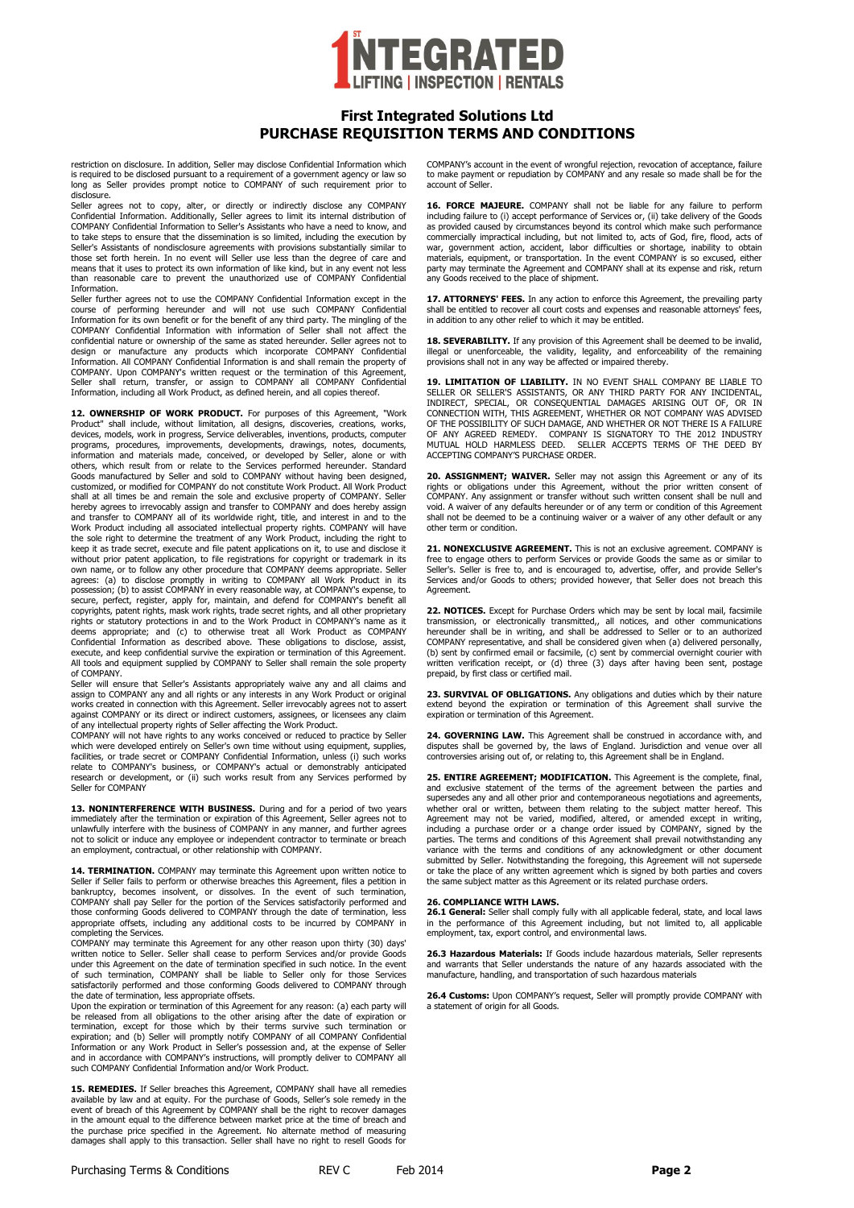# First Integrated Solutions Ltd
# PURCHASE REQUISITION TERMS AND CONDITIONS

restriction on disclosure. In addition, Seller may disclose Confidential Information which is required to be disclosed pursuant to a requirement of a government agency or law so long as Seller provides prompt notice to COMPANY of such requirement prior to disclosure.

Seller agrees not to copy, alter, or directly or indirectly disclose any COMPANY Confidential Information. Additionally, Seller agrees to limit its internal distribution of COMPANY Confidential Information to Seller's Assistants who have a need to know, and to take steps to ensure that the dissemination is so limited, including the execution by Seller's Assistants of nondisclosure agreements with provisions substantially similar to those set forth herein. In no event will Seller use less than the degree of care and means that it uses to protect its own information of like kind, but in any event not less than reasonable care to prevent the unauthorized use of COMPANY Confidential Information.

Seller further agrees not to use the COMPANY Confidential Information except in the course of performing hereunder and will not use such COMPANY Confidential Information for its own benefit or for the benefit of any third party. The mingling of the COMPANY Confidential Information with information of Seller shall not affect the confidential nature or ownership of the same as stated hereunder. Seller agrees not to design or manufacture any products which incorporate COMPANY Confidential Information. All COMPANY Confidential Information is and shall remain the property of COMPANY. Upon COMPANY's written request or the termination of this Agreement, Seller shall return, transfer, or assign to COMPANY all COMPANY Confidential Information, including all Work Product, as defined herein, and all copies thereof.

**12. OWNERSHIP OF WORK PRODUCT.** For purposes of this Agreement, "Work Product" shall include, without limitation, all designs, discoveries, creations, works, devices, models, work in progress, Service deliverables, inventions, products, computer programs, procedures, improvements, developments, drawings, notes, documents, information and materials made, conceived, or developed by Seller, alone or with others, which result from or relate to the Services performed hereunder. Standard Goods manufactured by Seller and sold to COMPANY without having been designed, customized, or modified for COMPANY do not constitute Work Product. All Work Product shall at all times be and remain the sole and exclusive property of COMPANY. Seller hereby agrees to irrevocably assign and transfer to COMPANY and does hereby assign and transfer to COMPANY all of its worldwide right, title, and interest in and to the Work Product including all associated intellectual property rights. COMPANY will have the sole right to determine the treatment of any Work Product, including the right to keep it as trade secret, execute and file patent applications on it, to use and disclose it without prior patent application, to file registrations for copyright or trademark in its own name, or to follow any other procedure that COMPANY deems appropriate. Seller agrees: (a) to disclose promptly in writing to COMPANY all Work Product in its possession; (b) to assist COMPANY in every reasonable way, at COMPANY's expense, to secure, perfect, register, apply for, maintain, and defend for COMPANY's benefit all copyrights, patent rights, mask work rights, trade secret rights, and all other proprietary rights or statutory protections in and to the Work Product in COMPANY's name as it deems appropriate; and (c) to otherwise treat all Work Product as COMPANY Confidential Information as described above. These obligations to disclose, assist, execute, and keep confidential survive the expiration or termination of this Agreement. All tools and equipment supplied by COMPANY to Seller shall remain the sole property of COMPANY.

Seller will ensure that Seller's Assistants appropriately waive any and all claims and assign to COMPANY any and all rights or any interests in any Work Product or original works created in connection with this Agreement. Seller irrevocably agrees not to assert against COMPANY or its direct or indirect customers, assignees, or licensees any claim of any intellectual property rights of Seller affecting the Work Product.

COMPANY will not have rights to any works conceived or reduced to practice by Seller which were developed entirely on Seller's own time without using equipment, supplies, facilities, or trade secret or COMPANY Confidential Information, unless (i) such works relate to COMPANY's business, or COMPANY's actual or demonstrably anticipated research or development, or (ii) such works result from any Services performed by Seller for COMPANY

**13. NONINTERFERENCE WITH BUSINESS.** During and for a period of two years immediately after the termination or expiration of this Agreement, Seller agrees not to unlawfully interfere with the business of COMPANY in any manner, and further agrees not to solicit or induce any employee or independent contractor to terminate or breach an employment, contractual, or other relationship with COMPANY.

**14. TERMINATION.** COMPANY may terminate this Agreement upon written notice to Seller if Seller fails to perform or otherwise breaches this Agreement, files a petition in bankruptcy, becomes insolvent, or dissolves. In the event of such termination, COMPANY shall pay Seller for the portion of the Services satisfactorily performed and those conforming Goods delivered to COMPANY through the date of termination, less appropriate offsets, including any additional costs to be incurred by COMPANY in completing the Services.

COMPANY may terminate this Agreement for any other reason upon thirty (30) days' written notice to Seller. Seller shall cease to perform Services and/or provide Goods under this Agreement on the date of termination specified in such notice. In the event of such termination, COMPANY shall be liable to Seller only for those Services satisfactorily performed and those conforming Goods delivered to COMPANY through the date of termination, less appropriate offsets.

Upon the expiration or termination of this Agreement for any reason: (a) each party will be released from all obligations to the other arising after the date of expiration or termination, except for those which by their terms survive such termination or expiration; and (b) Seller will promptly notify COMPANY of all COMPANY Confidential Information or any Work Product in Seller's possession and, at the expense of Seller and in accordance with COMPANY's instructions, will promptly deliver to COMPANY all such COMPANY Confidential Information and/or Work Product.

**15. REMEDIES.** If Seller breaches this Agreement, COMPANY shall have all remedies available by law and at equity. For the purchase of Goods, Seller's sole remedy in the event of breach of this Agreement by COMPANY shall be the right to recover damages in the amount equal to the difference between market price at the time of breach and the purchase price specified in the Agreement. No alternate method of measuring damages shall apply to this transaction. Seller shall have no right to resell Goods for COMPANY's account in the event of wrongful rejection, revocation of acceptance, failure to make payment or repudiation by COMPANY and any resale so made shall be for the account of Seller.

**16. FORCE MAJEURE.** COMPANY shall not be liable for any failure to perform including failure to (i) accept performance of Services or, (ii) take delivery of the Goods as provided caused by circumstances beyond its control which make such performance commercially impractical including, but not limited to, acts of God, fire, flood, acts of war, government action, accident, labor difficulties or shortage, inability to obtain materials, equipment, or transportation. In the event COMPANY is so excused, either party may terminate the Agreement and COMPANY shall at its expense and risk, return any Goods received to the place of shipment.

**17. ATTORNEYS' FEES.** In any action to enforce this Agreement, the prevailing party shall be entitled to recover all court costs and expenses and reasonable attorneys' fees, in addition to any other relief to which it may be entitled.

**18. SEVERABILITY.** If any provision of this Agreement shall be deemed to be invalid, illegal or unenforceable, the validity, legality, and enforceability of the remaining provisions shall not in any way be affected or impaired thereby.

**19. LIMITATION OF LIABILITY.** IN NO EVENT SHALL COMPANY BE LIABLE TO SELLER OR SELLER'S ASSISTANTS, OR ANY THIRD PARTY FOR ANY INCIDENTAL, INDIRECT, SPECIAL, OR CONSEQUENTIAL DAMAGES ARISING OUT OF, OR IN CONNECTION WITH, THIS AGREEMENT, WHETHER OR NOT COMPANY WAS ADVISED OF THE POSSIBILITY OF SUCH DAMAGE, AND WHETHER OR NOT THERE IS A FAILURE OF ANY AGREED REMEDY. COMPANY IS SIGNATORY TO THE 2012 INDUSTRY MUTUAL HOLD HARMLESS DEED. SELLER ACCEPTS TERMS OF THE DEED BY ACCEPTING COMPANY'S PURCHASE ORDER.

**20. ASSIGNMENT; WAIVER.** Seller may not assign this Agreement or any of its rights or obligations under this Agreement, without the prior written consent of COMPANY. Any assignment or transfer without such written consent shall be null and void. A waiver of any defaults hereunder or of any term or condition of this Agreement shall not be deemed to be a continuing waiver or a waiver of any other default or any other term or condition.

**21. NONEXCLUSIVE AGREEMENT.** This is not an exclusive agreement. COMPANY is free to engage others to perform Services or provide Goods the same as or similar to Seller's. Seller is free to, and is encouraged to, advertise, offer, and provide Seller's Services and/or Goods to others; provided however, that Seller does not breach this Agreement.

**22. NOTICES.** Except for Purchase Orders which may be sent by local mail, facsimile transmission, or electronically transmitted,, all notices, and other communications hereunder shall be in writing, and shall be addressed to Seller or to an authorized COMPANY representative, and shall be considered given when (a) delivered personally, (b) sent by confirmed email or facsimile, (c) sent by commercial overnight courier with written verification receipt, or (d) three (3) days after having been sent, postage prepaid, by first class or certified mail.

**23. SURVIVAL OF OBLIGATIONS.** Any obligations and duties which by their nature extend beyond the expiration or termination of this Agreement shall survive the expiration or termination of this Agreement.

**24. GOVERNING LAW.** This Agreement shall be construed in accordance with, and disputes shall be governed by, the laws of England. Jurisdiction and venue over all controversies arising out of, or relating to, this Agreement shall be in England.

**25. ENTIRE AGREEMENT; MODIFICATION.** This Agreement is the complete, final, and exclusive statement of the terms of the agreement between the parties and supersedes any and all other prior and contemporaneous negotiations and agreements, whether oral or written, between them relating to the subject matter hereof. This Agreement may not be varied, modified, altered, or amended except in writing, including a purchase order or a change order issued by COMPANY, signed by the parties. The terms and conditions of this Agreement shall prevail notwithstanding any variance with the terms and conditions of any acknowledgment or other document submitted by Seller. Notwithstanding the foregoing, this Agreement will not supersede or take the place of any written agreement which is signed by both parties and covers the same subject matter as this Agreement or its related purchase orders.

**26. COMPLIANCE WITH LAWS.**

**26.1 General:** Seller shall comply fully with all applicable federal, state, and local laws in the performance of this Agreement including, but not limited to, all applicable employment, tax, export control, and environmental laws.

**26.3 Hazardous Materials:** If Goods include hazardous materials, Seller represents and warrants that Seller understands the nature of any hazards associated with the manufacture, handling, and transportation of such hazardous materials

**26.4 Customs:** Upon COMPANY's request, Seller will promptly provide COMPANY with a statement of origin for all Goods.